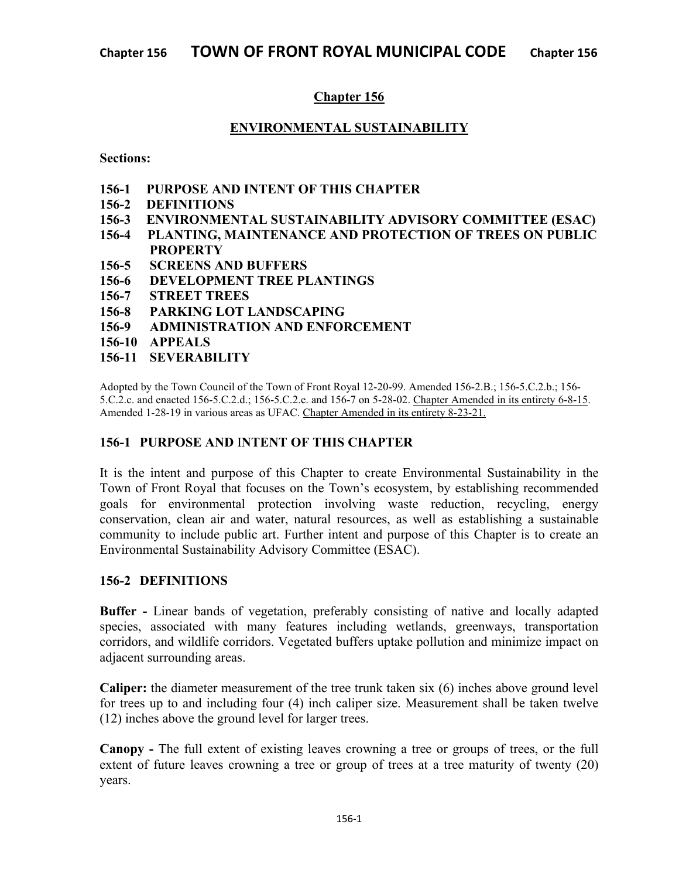# Chapter 156

## ENVIRONMENTAL SUSTAINABILITY

**Sections:**

**156-1 PURPOSE AND INTENT OF THIS CHAPTER**
**156-2 DEFINITIONS**
**156-3 ENVIRONMENTAL SUSTAINABILITY ADVISORY COMMITTEE (ESAC)**
**156-4 PLANTING, MAINTENANCE AND PROTECTION OF TREES ON PUBLIC PROPERTY**
**156-5 SCREENS AND BUFFERS**
**156-6 DEVELOPMENT TREE PLANTINGS**
**156-7 STREET TREES**
**156-8 PARKING LOT LANDSCAPING**
**156-9 ADMINISTRATION AND ENFORCEMENT**
**156-10 APPEALS**
**156-11 SEVERABILITY**

Adopted by the Town Council of the Town of Front Royal 12-20-99. Amended 156-2.B.; 156-5.C.2.b.; 156-5.C.2.c. and enacted 156-5.C.2.d.; 156-5.C.2.e. and 156-7 on 5-28-02. Chapter Amended in its entirety 6-8-15. Amended 1-28-19 in various areas as UFAC. Chapter Amended in its entirety 8-23-21.

### 156-1 PURPOSE AND INTENT OF THIS CHAPTER

It is the intent and purpose of this Chapter to create Environmental Sustainability in the Town of Front Royal that focuses on the Town's ecosystem, by establishing recommended goals for environmental protection involving waste reduction, recycling, energy conservation, clean air and water, natural resources, as well as establishing a sustainable community to include public art. Further intent and purpose of this Chapter is to create an Environmental Sustainability Advisory Committee (ESAC).

### 156-2 DEFINITIONS

**Buffer -** Linear bands of vegetation, preferably consisting of native and locally adapted species, associated with many features including wetlands, greenways, transportation corridors, and wildlife corridors. Vegetated buffers uptake pollution and minimize impact on adjacent surrounding areas.

**Caliper:** the diameter measurement of the tree trunk taken six (6) inches above ground level for trees up to and including four (4) inch caliper size. Measurement shall be taken twelve (12) inches above the ground level for larger trees.

**Canopy -** The full extent of existing leaves crowning a tree or groups of trees, or the full extent of future leaves crowning a tree or group of trees at a tree maturity of twenty (20) years.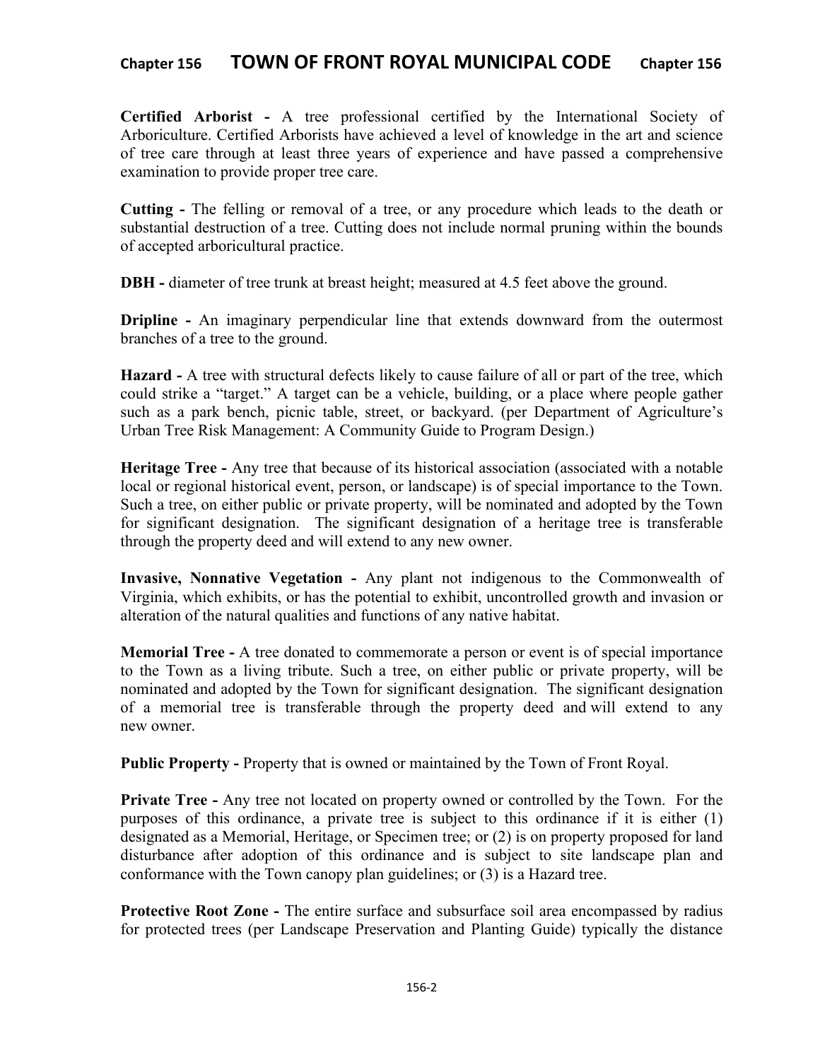**Certified Arborist -** A tree professional certified by the International Society of Arboriculture. Certified Arborists have achieved a level of knowledge in the art and science of tree care through at least three years of experience and have passed a comprehensive examination to provide proper tree care.

**Cutting -** The felling or removal of a tree, or any procedure which leads to the death or substantial destruction of a tree. Cutting does not include normal pruning within the bounds of accepted arboricultural practice.

**DBH -** diameter of tree trunk at breast height; measured at 4.5 feet above the ground.

**Dripline -** An imaginary perpendicular line that extends downward from the outermost branches of a tree to the ground.

**Hazard -** A tree with structural defects likely to cause failure of all or part of the tree, which could strike a "target." A target can be a vehicle, building, or a place where people gather such as a park bench, picnic table, street, or backyard. (per Department of Agriculture's Urban Tree Risk Management: A Community Guide to Program Design.)

**Heritage Tree -** Any tree that because of its historical association (associated with a notable local or regional historical event, person, or landscape) is of special importance to the Town. Such a tree, on either public or private property, will be nominated and adopted by the Town for significant designation. The significant designation of a heritage tree is transferable through the property deed and will extend to any new owner.

**Invasive, Nonnative Vegetation -** Any plant not indigenous to the Commonwealth of Virginia, which exhibits, or has the potential to exhibit, uncontrolled growth and invasion or alteration of the natural qualities and functions of any native habitat.

**Memorial Tree -** A tree donated to commemorate a person or event is of special importance to the Town as a living tribute. Such a tree, on either public or private property, will be nominated and adopted by the Town for significant designation. The significant designation of a memorial tree is transferable through the property deed and will extend to any new owner.

**Public Property -** Property that is owned or maintained by the Town of Front Royal.

**Private Tree -** Any tree not located on property owned or controlled by the Town. For the purposes of this ordinance, a private tree is subject to this ordinance if it is either (1) designated as a Memorial, Heritage, or Specimen tree; or (2) is on property proposed for land disturbance after adoption of this ordinance and is subject to site landscape plan and conformance with the Town canopy plan guidelines; or (3) is a Hazard tree.

**Protective Root Zone -** The entire surface and subsurface soil area encompassed by radius for protected trees (per Landscape Preservation and Planting Guide) typically the distance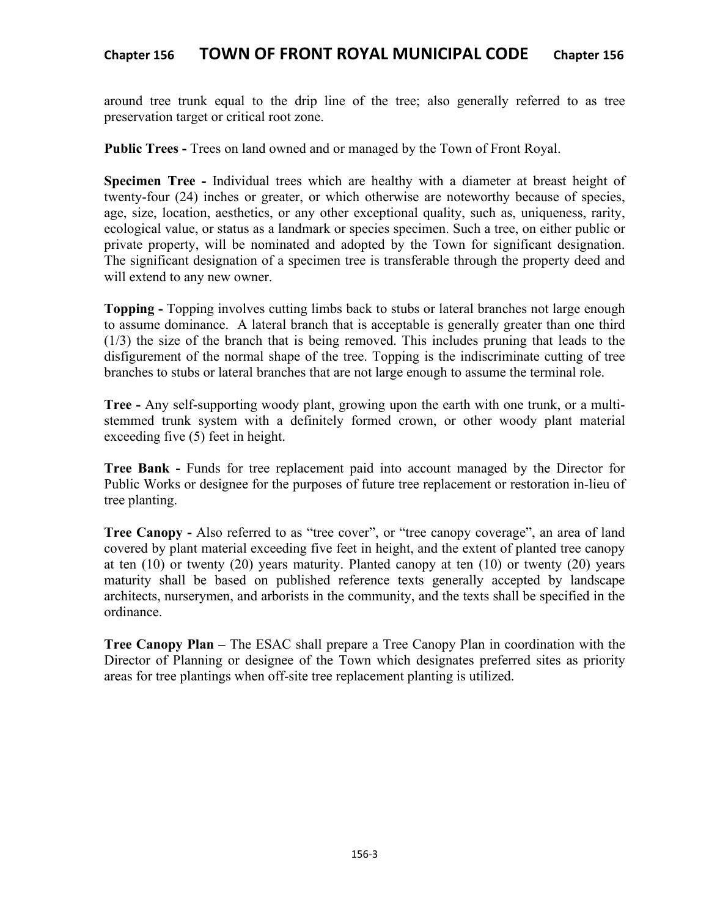around tree trunk equal to the drip line of the tree; also generally referred to as tree preservation target or critical root zone.

**Public Trees -** Trees on land owned and or managed by the Town of Front Royal.

**Specimen Tree -** Individual trees which are healthy with a diameter at breast height of twenty-four (24) inches or greater, or which otherwise are noteworthy because of species, age, size, location, aesthetics, or any other exceptional quality, such as, uniqueness, rarity, ecological value, or status as a landmark or species specimen. Such a tree, on either public or private property, will be nominated and adopted by the Town for significant designation. The significant designation of a specimen tree is transferable through the property deed and will extend to any new owner.

**Topping -** Topping involves cutting limbs back to stubs or lateral branches not large enough to assume dominance. A lateral branch that is acceptable is generally greater than one third (1/3) the size of the branch that is being removed. This includes pruning that leads to the disfigurement of the normal shape of the tree. Topping is the indiscriminate cutting of tree branches to stubs or lateral branches that are not large enough to assume the terminal role.

**Tree -** Any self-supporting woody plant, growing upon the earth with one trunk, or a multi-stemmed trunk system with a definitely formed crown, or other woody plant material exceeding five (5) feet in height.

**Tree Bank -** Funds for tree replacement paid into account managed by the Director for Public Works or designee for the purposes of future tree replacement or restoration in-lieu of tree planting.

**Tree Canopy -** Also referred to as "tree cover", or "tree canopy coverage", an area of land covered by plant material exceeding five feet in height, and the extent of planted tree canopy at ten (10) or twenty (20) years maturity. Planted canopy at ten (10) or twenty (20) years maturity shall be based on published reference texts generally accepted by landscape architects, nurserymen, and arborists in the community, and the texts shall be specified in the ordinance.

**Tree Canopy Plan –** The ESAC shall prepare a Tree Canopy Plan in coordination with the Director of Planning or designee of the Town which designates preferred sites as priority areas for tree plantings when off-site tree replacement planting is utilized.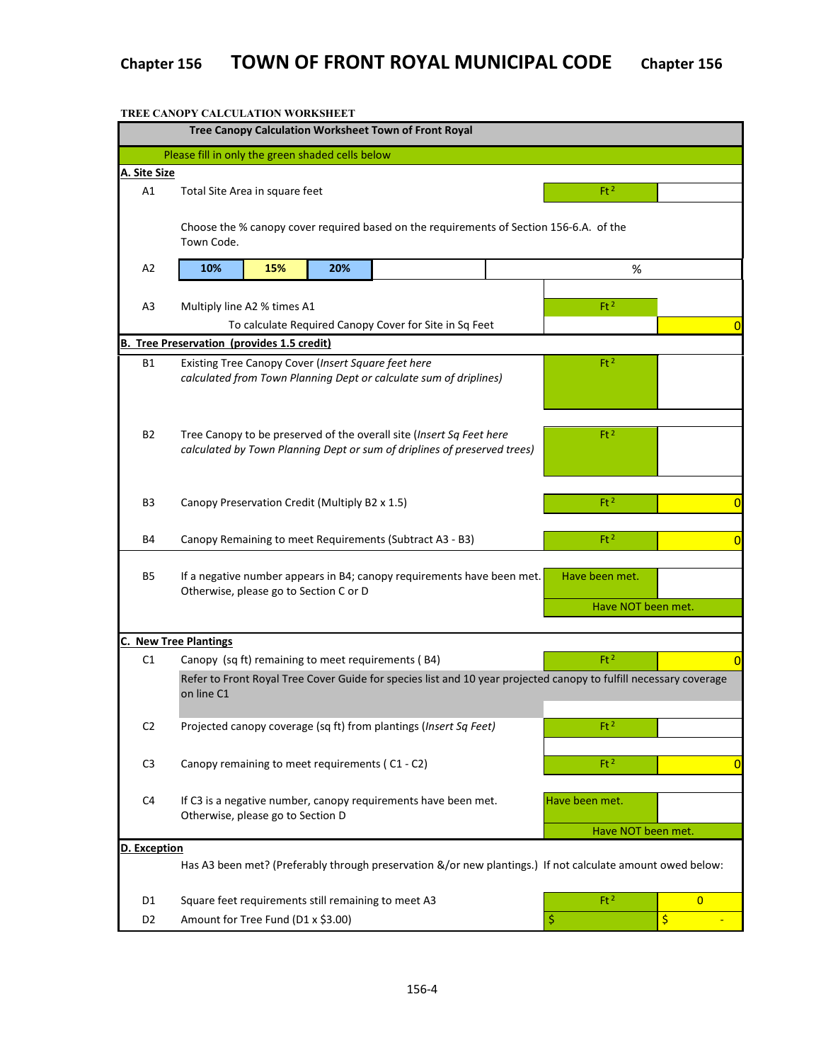**TREE CANOPY CALCULATION WORKSHEET**

| | Tree Canopy Calculation Worksheet Town of Front Royal | | |
|---|---|---|---|
| | Please fill in only the green shaded cells below | | |
| **A. Site Size** | | | |
| A1 | Total Site Area in square feet | $Ft^2$ | |
| | Choose the % canopy cover required based on the requirements of Section 156-6.A. of the Town Code. | | |
| A2 | **10%** &#124; **15%** &#124; **20%** | % | |
| A3 | Multiply line A2 % times A1<br>To calculate Required Canopy Cover for Site in Sq Feet | $Ft^2$ | 0 |
| **B. Tree Preservation (provides 1.5 credit)** | | | |
| B1 | Existing Tree Canopy Cover (*Insert Square feet here calculated from Town Planning Dept or calculate sum of driplines)* | $Ft^2$ | |
| B2 | Tree Canopy to be preserved of the overall site (*Insert Sq Feet here calculated by Town Planning Dept or sum of driplines of preserved trees)* | $Ft^2$ | |
| B3 | Canopy Preservation Credit (Multiply B2 x 1.5) | $Ft^2$ | 0 |
| B4 | Canopy Remaining to meet Requirements (Subtract A3 - B3) | $Ft^2$ | 0 |
| B5 | If a negative number appears in B4; canopy requirements have been met. Otherwise, please go to Section C or D | Have been met.<br>Have NOT been met. | |
| **C. New Tree Plantings** | | | |
| C1 | Canopy (sq ft) remaining to meet requirements ( B4) | $Ft^2$ | 0 |
| | Refer to Front Royal Tree Cover Guide for species list and 10 year projected canopy to fulfill necessary coverage on line C1 | | |
| C2 | Projected canopy coverage (sq ft) from plantings (*Insert Sq Feet)* | $Ft^2$ | |
| C3 | Canopy remaining to meet requirements ( C1 - C2) | $Ft^2$ | 0 |
| C4 | If C3 is a negative number, canopy requirements have been met. Otherwise, please go to Section D | Have been met.<br>Have NOT been met. | |
| **D. Exception** | | | |
| | Has A3 been met? (Preferably through preservation &/or new plantings.) If not calculate amount owed below: | | |
| D1 | Square feet requirements still remaining to meet A3 | $Ft^2$ | 0 |
| D2 | Amount for Tree Fund (D1 x $3.00) | $ | $ - |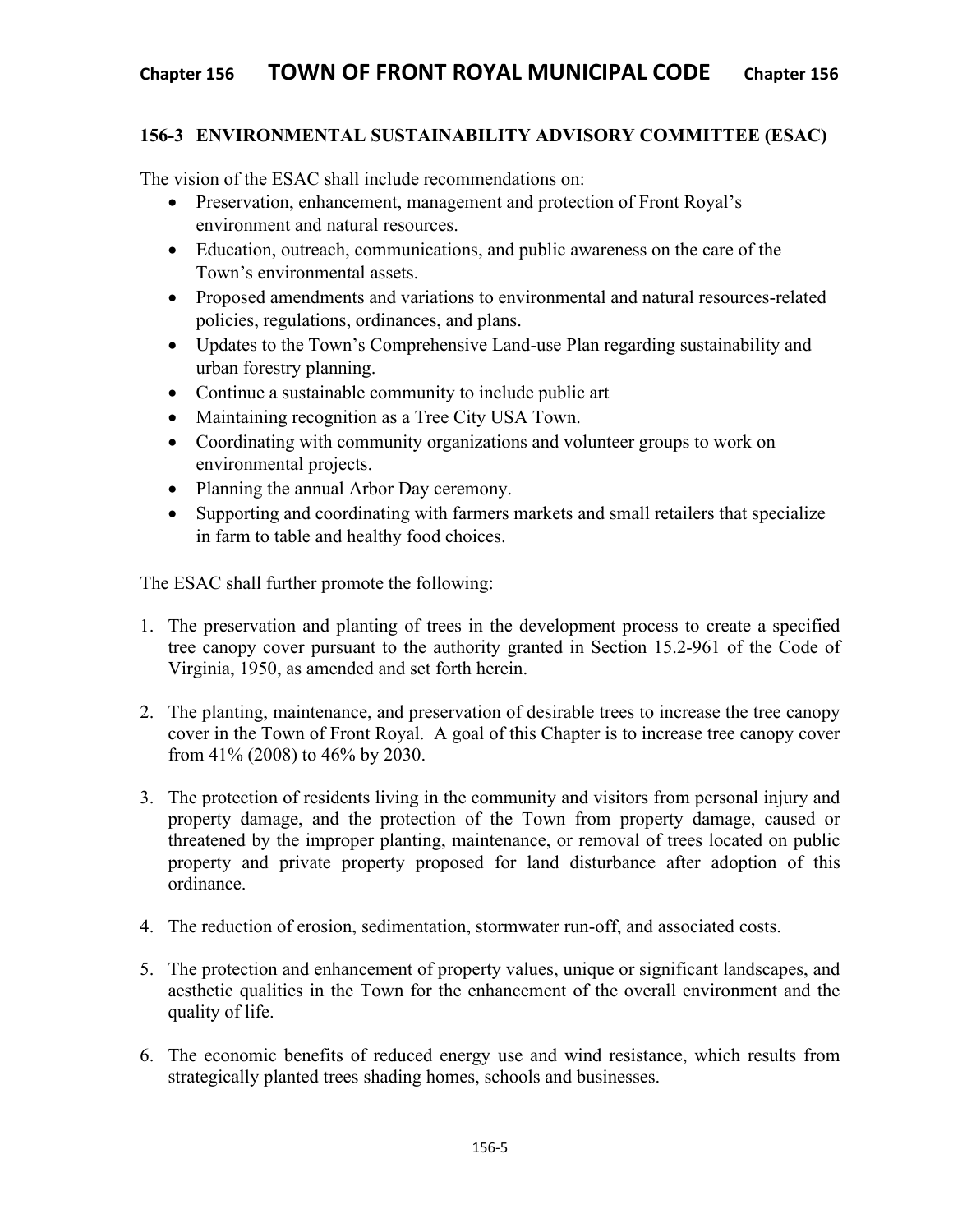### 156-3 ENVIRONMENTAL SUSTAINABILITY ADVISORY COMMITTEE (ESAC)

The vision of the ESAC shall include recommendations on:

- Preservation, enhancement, management and protection of Front Royal's environment and natural resources.
- Education, outreach, communications, and public awareness on the care of the Town's environmental assets.
- Proposed amendments and variations to environmental and natural resources-related policies, regulations, ordinances, and plans.
- Updates to the Town's Comprehensive Land-use Plan regarding sustainability and urban forestry planning.
- Continue a sustainable community to include public art
- Maintaining recognition as a Tree City USA Town.
- Coordinating with community organizations and volunteer groups to work on environmental projects.
- Planning the annual Arbor Day ceremony.
- Supporting and coordinating with farmers markets and small retailers that specialize in farm to table and healthy food choices.

The ESAC shall further promote the following:

1. The preservation and planting of trees in the development process to create a specified tree canopy cover pursuant to the authority granted in Section 15.2-961 of the Code of Virginia, 1950, as amended and set forth herein.

2. The planting, maintenance, and preservation of desirable trees to increase the tree canopy cover in the Town of Front Royal. A goal of this Chapter is to increase tree canopy cover from 41% (2008) to 46% by 2030.

3. The protection of residents living in the community and visitors from personal injury and property damage, and the protection of the Town from property damage, caused or threatened by the improper planting, maintenance, or removal of trees located on public property and private property proposed for land disturbance after adoption of this ordinance.

4. The reduction of erosion, sedimentation, stormwater run-off, and associated costs.

5. The protection and enhancement of property values, unique or significant landscapes, and aesthetic qualities in the Town for the enhancement of the overall environment and the quality of life.

6. The economic benefits of reduced energy use and wind resistance, which results from strategically planted trees shading homes, schools and businesses.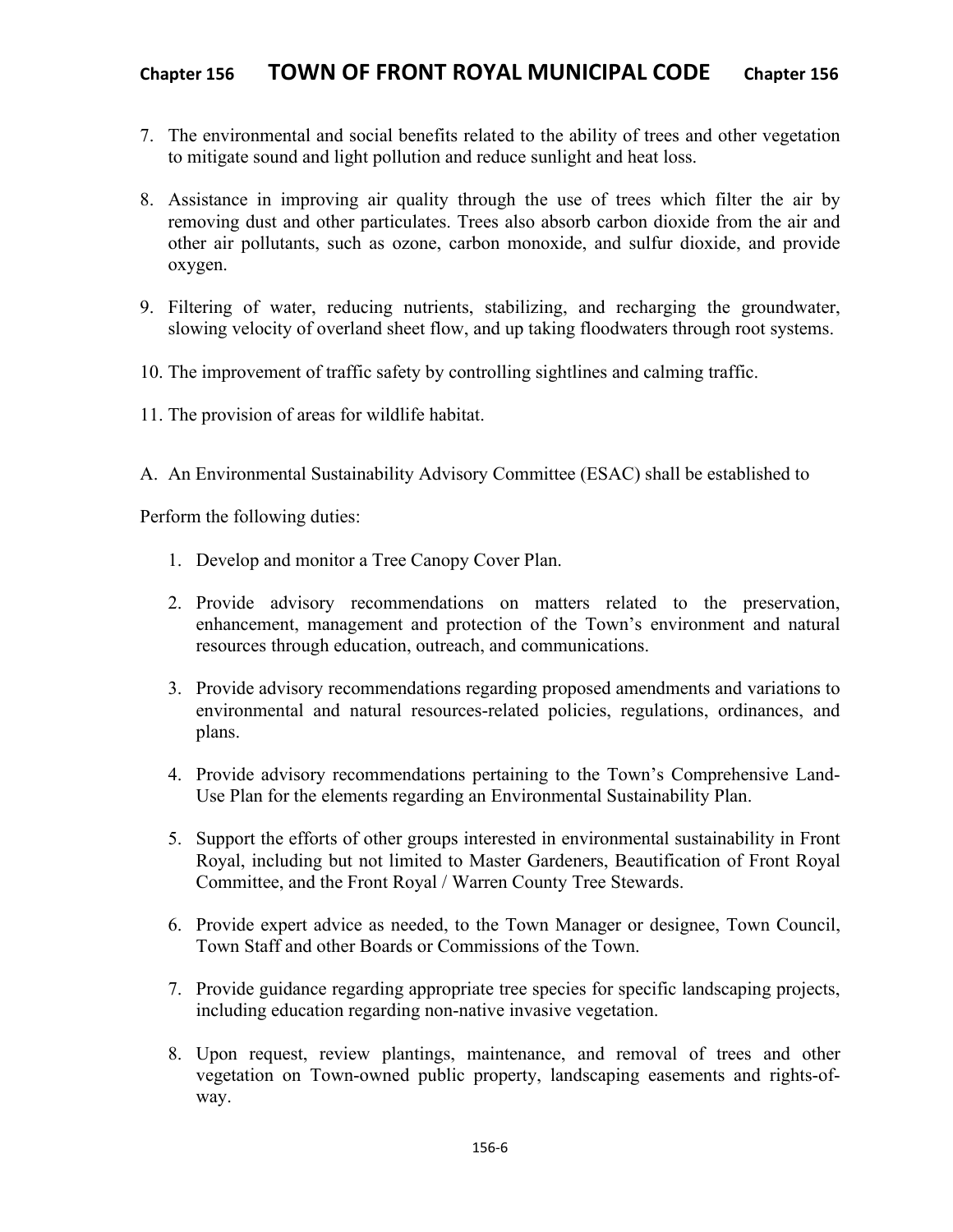7. The environmental and social benefits related to the ability of trees and other vegetation to mitigate sound and light pollution and reduce sunlight and heat loss.

8. Assistance in improving air quality through the use of trees which filter the air by removing dust and other particulates. Trees also absorb carbon dioxide from the air and other air pollutants, such as ozone, carbon monoxide, and sulfur dioxide, and provide oxygen.

9. Filtering of water, reducing nutrients, stabilizing, and recharging the groundwater, slowing velocity of overland sheet flow, and up taking floodwaters through root systems.

10. The improvement of traffic safety by controlling sightlines and calming traffic.

11. The provision of areas for wildlife habitat.

A. An Environmental Sustainability Advisory Committee (ESAC) shall be established to

Perform the following duties:

1. Develop and monitor a Tree Canopy Cover Plan.

2. Provide advisory recommendations on matters related to the preservation, enhancement, management and protection of the Town's environment and natural resources through education, outreach, and communications.

3. Provide advisory recommendations regarding proposed amendments and variations to environmental and natural resources-related policies, regulations, ordinances, and plans.

4. Provide advisory recommendations pertaining to the Town's Comprehensive Land-Use Plan for the elements regarding an Environmental Sustainability Plan.

5. Support the efforts of other groups interested in environmental sustainability in Front Royal, including but not limited to Master Gardeners, Beautification of Front Royal Committee, and the Front Royal / Warren County Tree Stewards.

6. Provide expert advice as needed, to the Town Manager or designee, Town Council, Town Staff and other Boards or Commissions of the Town.

7. Provide guidance regarding appropriate tree species for specific landscaping projects, including education regarding non-native invasive vegetation.

8. Upon request, review plantings, maintenance, and removal of trees and other vegetation on Town-owned public property, landscaping easements and rights-of-way.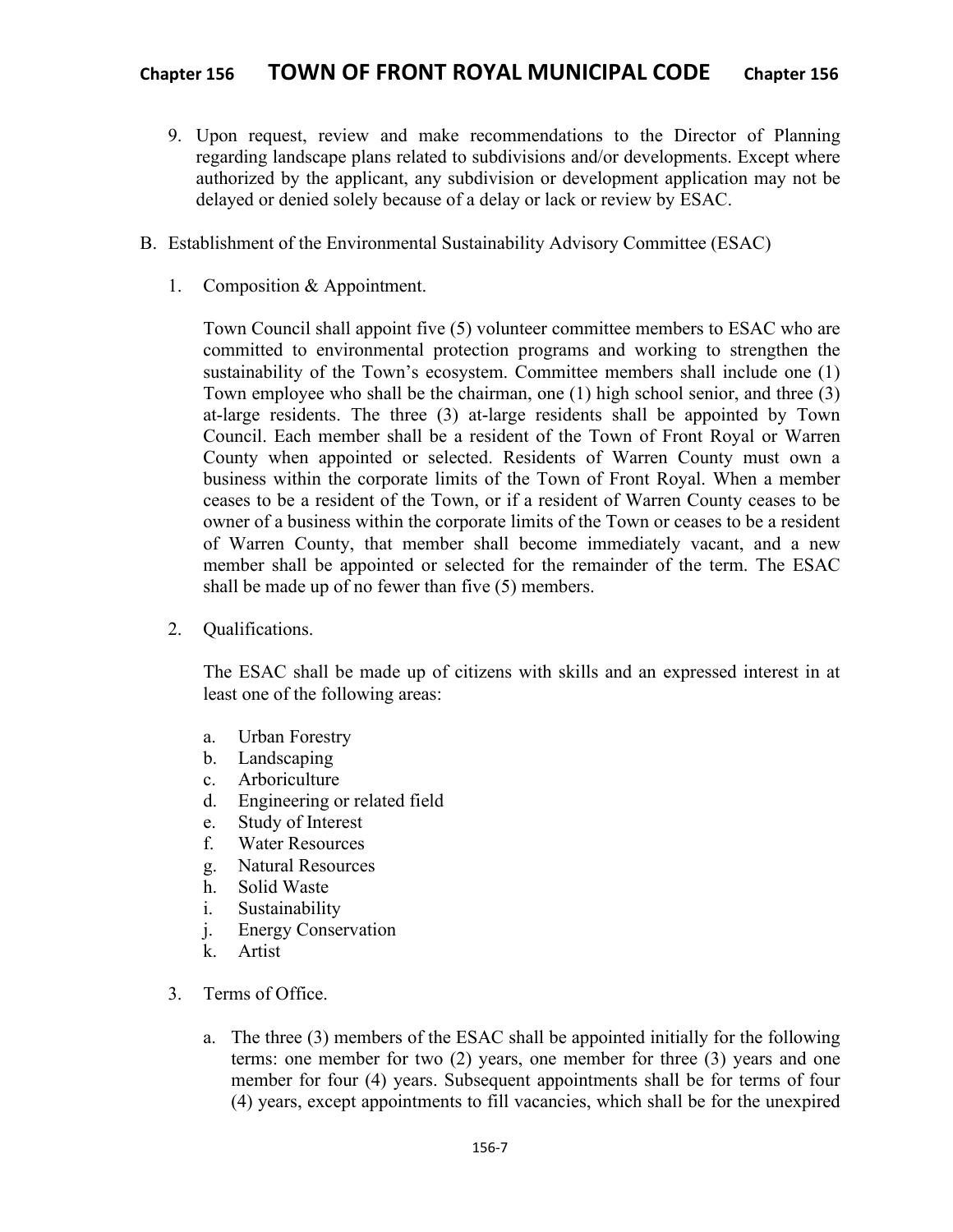9. Upon request, review and make recommendations to the Director of Planning regarding landscape plans related to subdivisions and/or developments. Except where authorized by the applicant, any subdivision or development application may not be delayed or denied solely because of a delay or lack or review by ESAC.

B. Establishment of the Environmental Sustainability Advisory Committee (ESAC)

1. Composition & Appointment.

   Town Council shall appoint five (5) volunteer committee members to ESAC who are committed to environmental protection programs and working to strengthen the sustainability of the Town's ecosystem. Committee members shall include one (1) Town employee who shall be the chairman, one (1) high school senior, and three (3) at-large residents. The three (3) at-large residents shall be appointed by Town Council. Each member shall be a resident of the Town of Front Royal or Warren County when appointed or selected. Residents of Warren County must own a business within the corporate limits of the Town of Front Royal. When a member ceases to be a resident of the Town, or if a resident of Warren County ceases to be owner of a business within the corporate limits of the Town or ceases to be a resident of Warren County, that member shall become immediately vacant, and a new member shall be appointed or selected for the remainder of the term. The ESAC shall be made up of no fewer than five (5) members.

2. Qualifications.

   The ESAC shall be made up of citizens with skills and an expressed interest in at least one of the following areas:

   a. Urban Forestry
   b. Landscaping
   c. Arboriculture
   d. Engineering or related field
   e. Study of Interest
   f. Water Resources
   g. Natural Resources
   h. Solid Waste
   i. Sustainability
   j. Energy Conservation
   k. Artist

3. Terms of Office.

   a. The three (3) members of the ESAC shall be appointed initially for the following terms: one member for two (2) years, one member for three (3) years and one member for four (4) years. Subsequent appointments shall be for terms of four (4) years, except appointments to fill vacancies, which shall be for the unexpired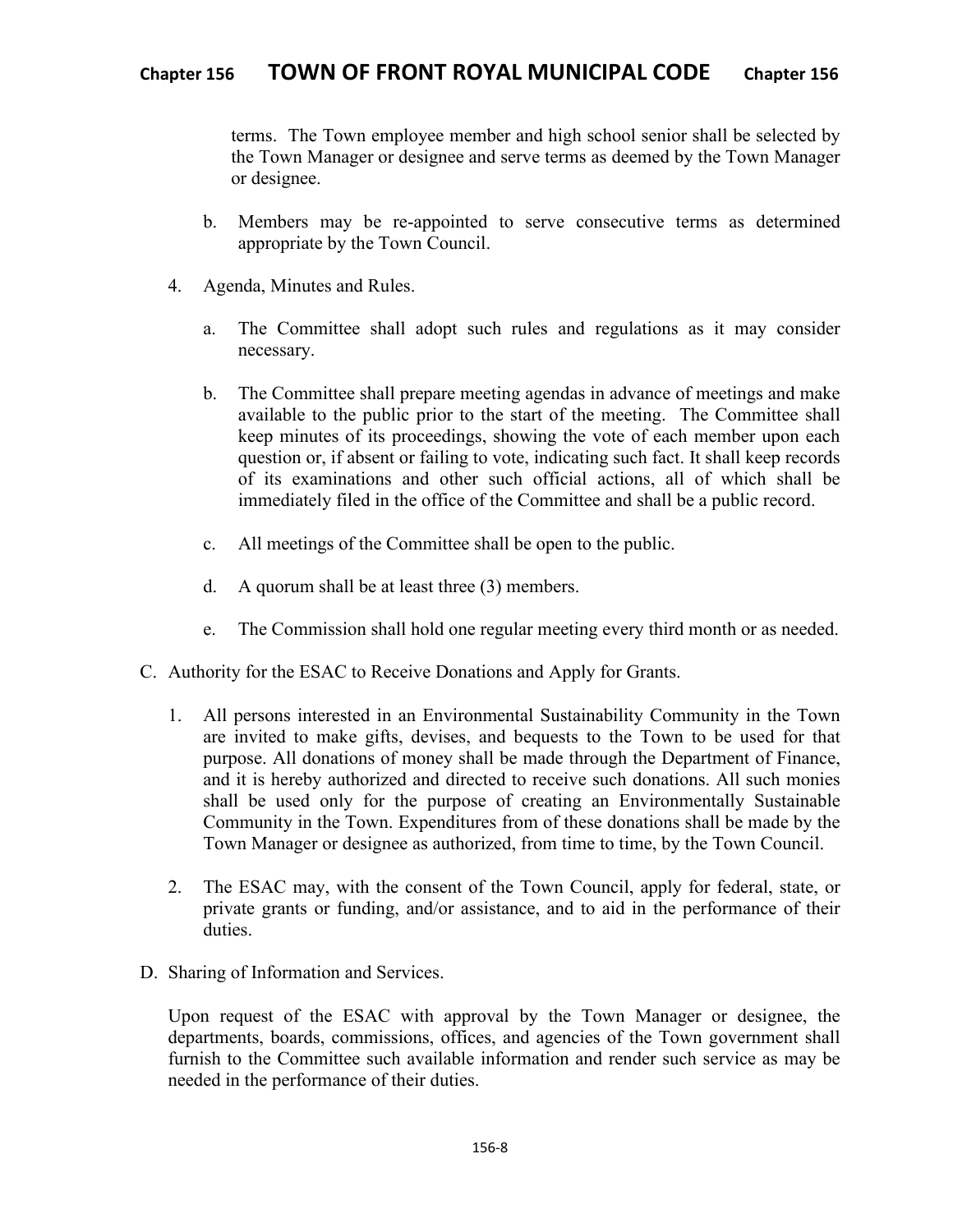terms. The Town employee member and high school senior shall be selected by the Town Manager or designee and serve terms as deemed by the Town Manager or designee.

b. Members may be re-appointed to serve consecutive terms as determined appropriate by the Town Council.

4. Agenda, Minutes and Rules.

   a. The Committee shall adopt such rules and regulations as it may consider necessary.

   b. The Committee shall prepare meeting agendas in advance of meetings and make available to the public prior to the start of the meeting. The Committee shall keep minutes of its proceedings, showing the vote of each member upon each question or, if absent or failing to vote, indicating such fact. It shall keep records of its examinations and other such official actions, all of which shall be immediately filed in the office of the Committee and shall be a public record.

   c. All meetings of the Committee shall be open to the public.

   d. A quorum shall be at least three (3) members.

   e. The Commission shall hold one regular meeting every third month or as needed.

C. Authority for the ESAC to Receive Donations and Apply for Grants.

1. All persons interested in an Environmental Sustainability Community in the Town are invited to make gifts, devises, and bequests to the Town to be used for that purpose. All donations of money shall be made through the Department of Finance, and it is hereby authorized and directed to receive such donations. All such monies shall be used only for the purpose of creating an Environmentally Sustainable Community in the Town. Expenditures from of these donations shall be made by the Town Manager or designee as authorized, from time to time, by the Town Council.

2. The ESAC may, with the consent of the Town Council, apply for federal, state, or private grants or funding, and/or assistance, and to aid in the performance of their duties.

D. Sharing of Information and Services.

Upon request of the ESAC with approval by the Town Manager or designee, the departments, boards, commissions, offices, and agencies of the Town government shall furnish to the Committee such available information and render such service as may be needed in the performance of their duties.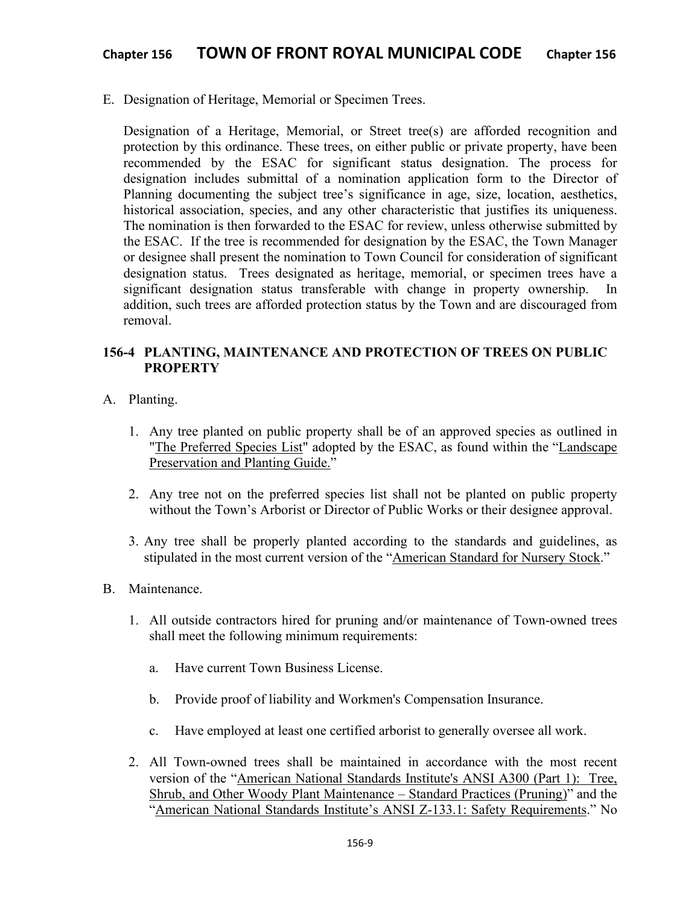E. Designation of Heritage, Memorial or Specimen Trees.

Designation of a Heritage, Memorial, or Street tree(s) are afforded recognition and protection by this ordinance. These trees, on either public or private property, have been recommended by the ESAC for significant status designation. The process for designation includes submittal of a nomination application form to the Director of Planning documenting the subject tree's significance in age, size, location, aesthetics, historical association, species, and any other characteristic that justifies its uniqueness. The nomination is then forwarded to the ESAC for review, unless otherwise submitted by the ESAC. If the tree is recommended for designation by the ESAC, the Town Manager or designee shall present the nomination to Town Council for consideration of significant designation status. Trees designated as heritage, memorial, or specimen trees have a significant designation status transferable with change in property ownership. In addition, such trees are afforded protection status by the Town and are discouraged from removal.

## 156-4 PLANTING, MAINTENANCE AND PROTECTION OF TREES ON PUBLIC PROPERTY

A. Planting.

1. Any tree planted on public property shall be of an approved species as outlined in "The Preferred Species List" adopted by the ESAC, as found within the "Landscape Preservation and Planting Guide."

2. Any tree not on the preferred species list shall not be planted on public property without the Town's Arborist or Director of Public Works or their designee approval.

3. Any tree shall be properly planted according to the standards and guidelines, as stipulated in the most current version of the "American Standard for Nursery Stock."

B. Maintenance.

1. All outside contractors hired for pruning and/or maintenance of Town-owned trees shall meet the following minimum requirements:

   a. Have current Town Business License.

   b. Provide proof of liability and Workmen's Compensation Insurance.

   c. Have employed at least one certified arborist to generally oversee all work.

2. All Town-owned trees shall be maintained in accordance with the most recent version of the "American National Standards Institute's ANSI A300 (Part 1): Tree, Shrub, and Other Woody Plant Maintenance – Standard Practices (Pruning)" and the "American National Standards Institute's ANSI Z-133.1: Safety Requirements." No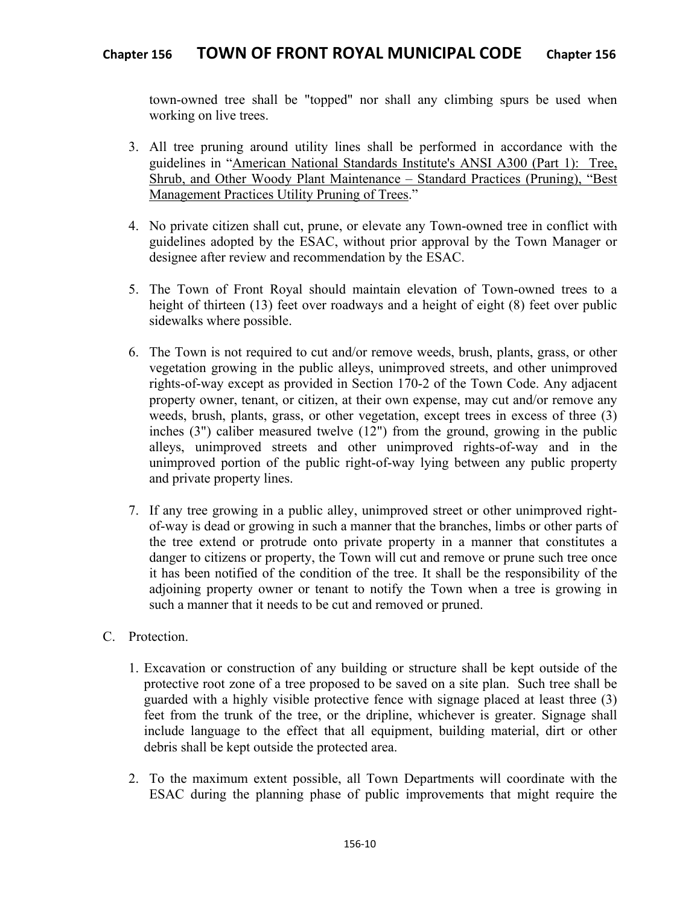town-owned tree shall be "topped" nor shall any climbing spurs be used when working on live trees.

3. All tree pruning around utility lines shall be performed in accordance with the guidelines in "American National Standards Institute's ANSI A300 (Part 1): Tree, Shrub, and Other Woody Plant Maintenance – Standard Practices (Pruning), "Best Management Practices Utility Pruning of Trees."

4. No private citizen shall cut, prune, or elevate any Town-owned tree in conflict with guidelines adopted by the ESAC, without prior approval by the Town Manager or designee after review and recommendation by the ESAC.

5. The Town of Front Royal should maintain elevation of Town-owned trees to a height of thirteen (13) feet over roadways and a height of eight (8) feet over public sidewalks where possible.

6. The Town is not required to cut and/or remove weeds, brush, plants, grass, or other vegetation growing in the public alleys, unimproved streets, and other unimproved rights-of-way except as provided in Section 170-2 of the Town Code. Any adjacent property owner, tenant, or citizen, at their own expense, may cut and/or remove any weeds, brush, plants, grass, or other vegetation, except trees in excess of three (3) inches (3") caliber measured twelve (12") from the ground, growing in the public alleys, unimproved streets and other unimproved rights-of-way and in the unimproved portion of the public right-of-way lying between any public property and private property lines.

7. If any tree growing in a public alley, unimproved street or other unimproved right-of-way is dead or growing in such a manner that the branches, limbs or other parts of the tree extend or protrude onto private property in a manner that constitutes a danger to citizens or property, the Town will cut and remove or prune such tree once it has been notified of the condition of the tree. It shall be the responsibility of the adjoining property owner or tenant to notify the Town when a tree is growing in such a manner that it needs to be cut and removed or pruned.

C. Protection.

1. Excavation or construction of any building or structure shall be kept outside of the protective root zone of a tree proposed to be saved on a site plan. Such tree shall be guarded with a highly visible protective fence with signage placed at least three (3) feet from the trunk of the tree, or the dripline, whichever is greater. Signage shall include language to the effect that all equipment, building material, dirt or other debris shall be kept outside the protected area.

2. To the maximum extent possible, all Town Departments will coordinate with the ESAC during the planning phase of public improvements that might require the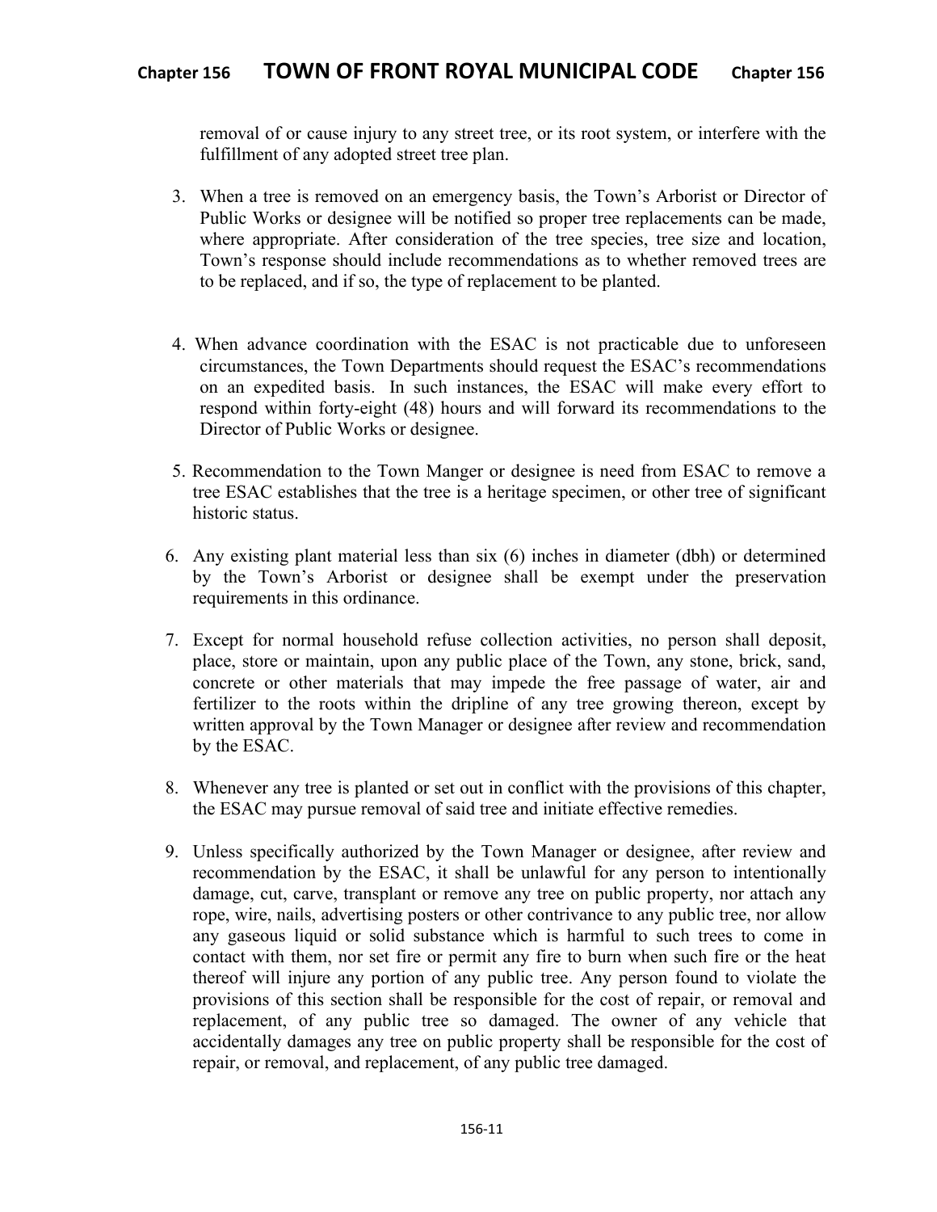removal of or cause injury to any street tree, or its root system, or interfere with the fulfillment of any adopted street tree plan.

3. When a tree is removed on an emergency basis, the Town's Arborist or Director of Public Works or designee will be notified so proper tree replacements can be made, where appropriate. After consideration of the tree species, tree size and location, Town's response should include recommendations as to whether removed trees are to be replaced, and if so, the type of replacement to be planted.

4. When advance coordination with the ESAC is not practicable due to unforeseen circumstances, the Town Departments should request the ESAC's recommendations on an expedited basis. In such instances, the ESAC will make every effort to respond within forty-eight (48) hours and will forward its recommendations to the Director of Public Works or designee.

5. Recommendation to the Town Manger or designee is need from ESAC to remove a tree ESAC establishes that the tree is a heritage specimen, or other tree of significant historic status.

6. Any existing plant material less than six (6) inches in diameter (dbh) or determined by the Town's Arborist or designee shall be exempt under the preservation requirements in this ordinance.

7. Except for normal household refuse collection activities, no person shall deposit, place, store or maintain, upon any public place of the Town, any stone, brick, sand, concrete or other materials that may impede the free passage of water, air and fertilizer to the roots within the dripline of any tree growing thereon, except by written approval by the Town Manager or designee after review and recommendation by the ESAC.

8. Whenever any tree is planted or set out in conflict with the provisions of this chapter, the ESAC may pursue removal of said tree and initiate effective remedies.

9. Unless specifically authorized by the Town Manager or designee, after review and recommendation by the ESAC, it shall be unlawful for any person to intentionally damage, cut, carve, transplant or remove any tree on public property, nor attach any rope, wire, nails, advertising posters or other contrivance to any public tree, nor allow any gaseous liquid or solid substance which is harmful to such trees to come in contact with them, nor set fire or permit any fire to burn when such fire or the heat thereof will injure any portion of any public tree. Any person found to violate the provisions of this section shall be responsible for the cost of repair, or removal and replacement, of any public tree so damaged. The owner of any vehicle that accidentally damages any tree on public property shall be responsible for the cost of repair, or removal, and replacement, of any public tree damaged.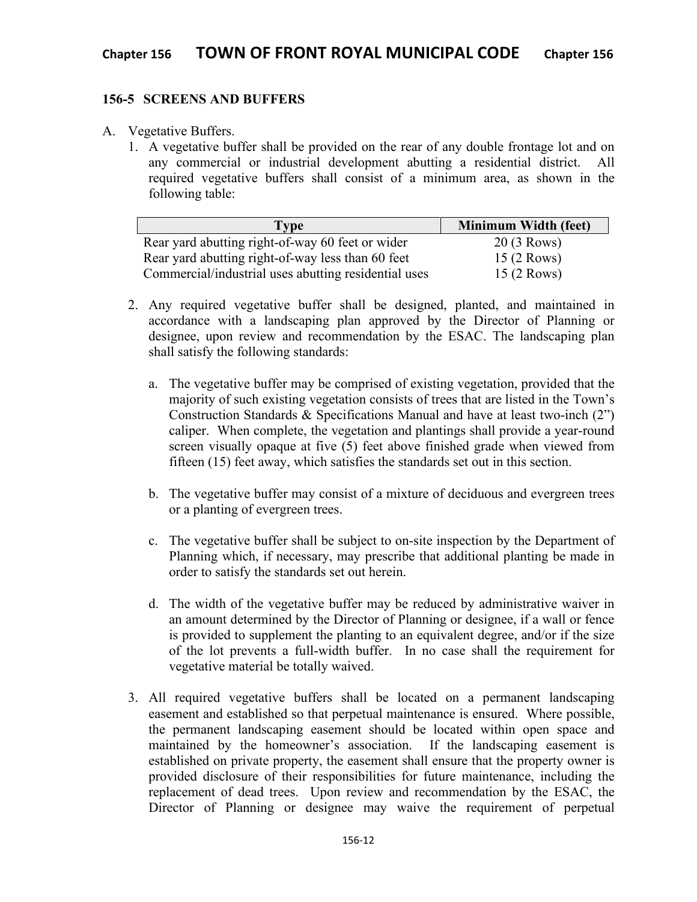### 156-5 SCREENS AND BUFFERS

A. Vegetative Buffers.

1. A vegetative buffer shall be provided on the rear of any double frontage lot and on any commercial or industrial development abutting a residential district. All required vegetative buffers shall consist of a minimum area, as shown in the following table:

| Type | Minimum Width (feet) |
|---|---|
| Rear yard abutting right-of-way 60 feet or wider | 20 (3 Rows) |
| Rear yard abutting right-of-way less than 60 feet | 15 (2 Rows) |
| Commercial/industrial uses abutting residential uses | 15 (2 Rows) |

2. Any required vegetative buffer shall be designed, planted, and maintained in accordance with a landscaping plan approved by the Director of Planning or designee, upon review and recommendation by the ESAC. The landscaping plan shall satisfy the following standards:

   a. The vegetative buffer may be comprised of existing vegetation, provided that the majority of such existing vegetation consists of trees that are listed in the Town's Construction Standards & Specifications Manual and have at least two-inch (2") caliper. When complete, the vegetation and plantings shall provide a year-round screen visually opaque at five (5) feet above finished grade when viewed from fifteen (15) feet away, which satisfies the standards set out in this section.

   b. The vegetative buffer may consist of a mixture of deciduous and evergreen trees or a planting of evergreen trees.

   c. The vegetative buffer shall be subject to on-site inspection by the Department of Planning which, if necessary, may prescribe that additional planting be made in order to satisfy the standards set out herein.

   d. The width of the vegetative buffer may be reduced by administrative waiver in an amount determined by the Director of Planning or designee, if a wall or fence is provided to supplement the planting to an equivalent degree, and/or if the size of the lot prevents a full-width buffer. In no case shall the requirement for vegetative material be totally waived.

3. All required vegetative buffers shall be located on a permanent landscaping easement and established so that perpetual maintenance is ensured. Where possible, the permanent landscaping easement should be located within open space and maintained by the homeowner's association. If the landscaping easement is established on private property, the easement shall ensure that the property owner is provided disclosure of their responsibilities for future maintenance, including the replacement of dead trees. Upon review and recommendation by the ESAC, the Director of Planning or designee may waive the requirement of perpetual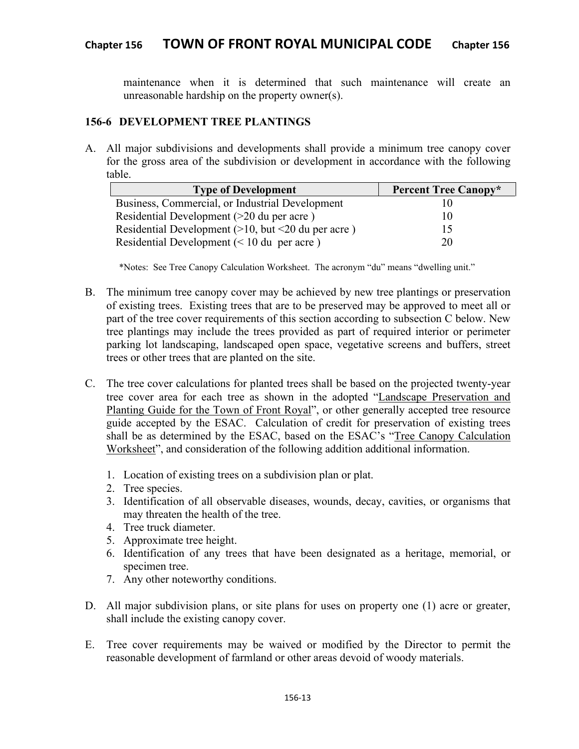maintenance when it is determined that such maintenance will create an unreasonable hardship on the property owner(s).

### 156-6 DEVELOPMENT TREE PLANTINGS

A. All major subdivisions and developments shall provide a minimum tree canopy cover for the gross area of the subdivision or development in accordance with the following table.

| Type of Development | Percent Tree Canopy* |
|---|---|
| Business, Commercial, or Industrial Development | 10 |
| Residential Development (>20 du per acre ) | 10 |
| Residential Development (>10, but <20 du per acre ) | 15 |
| Residential Development (< 10 du per acre ) | 20 |

*Notes: See Tree Canopy Calculation Worksheet. The acronym "du" means "dwelling unit."

B. The minimum tree canopy cover may be achieved by new tree plantings or preservation of existing trees. Existing trees that are to be preserved may be approved to meet all or part of the tree cover requirements of this section according to subsection C below. New tree plantings may include the trees provided as part of required interior or perimeter parking lot landscaping, landscaped open space, vegetative screens and buffers, street trees or other trees that are planted on the site.

C. The tree cover calculations for planted trees shall be based on the projected twenty-year tree cover area for each tree as shown in the adopted "Landscape Preservation and Planting Guide for the Town of Front Royal", or other generally accepted tree resource guide accepted by the ESAC. Calculation of credit for preservation of existing trees shall be as determined by the ESAC, based on the ESAC's "Tree Canopy Calculation Worksheet", and consideration of the following addition additional information.

   1. Location of existing trees on a subdivision plan or plat.
   2. Tree species.
   3. Identification of all observable diseases, wounds, decay, cavities, or organisms that may threaten the health of the tree.
   4. Tree truck diameter.
   5. Approximate tree height.
   6. Identification of any trees that have been designated as a heritage, memorial, or specimen tree.
   7. Any other noteworthy conditions.

D. All major subdivision plans, or site plans for uses on property one (1) acre or greater, shall include the existing canopy cover.

E. Tree cover requirements may be waived or modified by the Director to permit the reasonable development of farmland or other areas devoid of woody materials.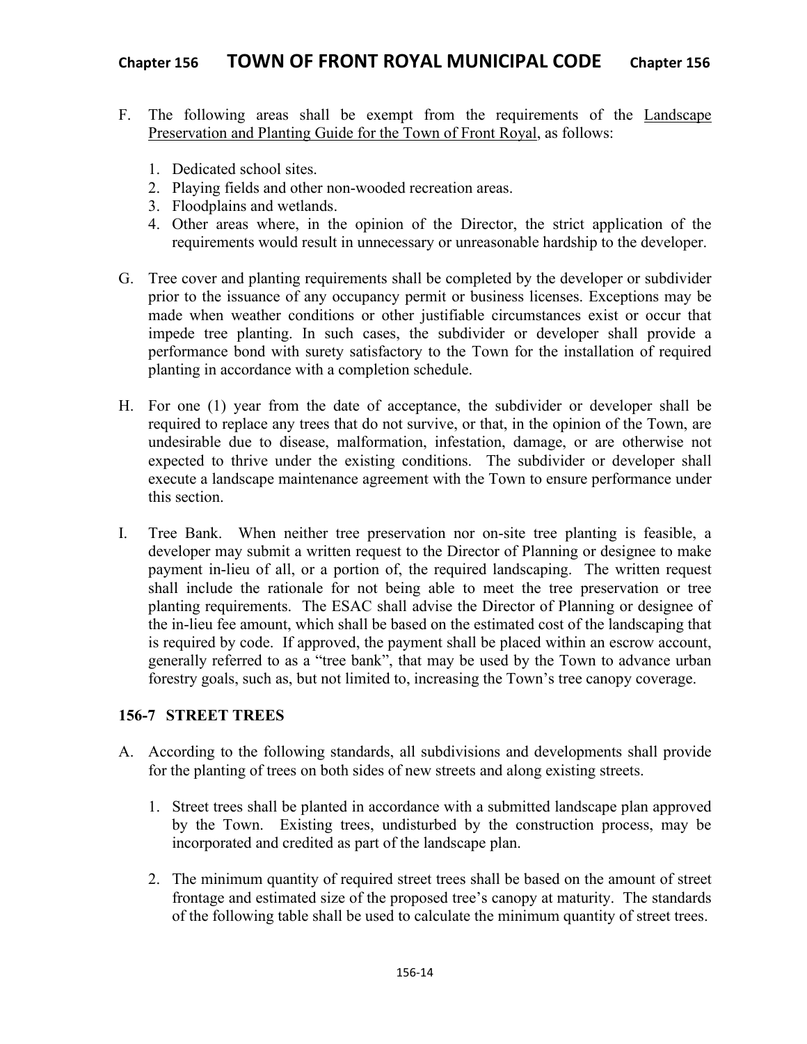F. The following areas shall be exempt from the requirements of the Landscape Preservation and Planting Guide for the Town of Front Royal, as follows:

   1. Dedicated school sites.
   2. Playing fields and other non-wooded recreation areas.
   3. Floodplains and wetlands.
   4. Other areas where, in the opinion of the Director, the strict application of the requirements would result in unnecessary or unreasonable hardship to the developer.

G. Tree cover and planting requirements shall be completed by the developer or subdivider prior to the issuance of any occupancy permit or business licenses. Exceptions may be made when weather conditions or other justifiable circumstances exist or occur that impede tree planting. In such cases, the subdivider or developer shall provide a performance bond with surety satisfactory to the Town for the installation of required planting in accordance with a completion schedule.

H. For one (1) year from the date of acceptance, the subdivider or developer shall be required to replace any trees that do not survive, or that, in the opinion of the Town, are undesirable due to disease, malformation, infestation, damage, or are otherwise not expected to thrive under the existing conditions. The subdivider or developer shall execute a landscape maintenance agreement with the Town to ensure performance under this section.

I. Tree Bank. When neither tree preservation nor on-site tree planting is feasible, a developer may submit a written request to the Director of Planning or designee to make payment in-lieu of all, or a portion of, the required landscaping. The written request shall include the rationale for not being able to meet the tree preservation or tree planting requirements. The ESAC shall advise the Director of Planning or designee of the in-lieu fee amount, which shall be based on the estimated cost of the landscaping that is required by code. If approved, the payment shall be placed within an escrow account, generally referred to as a "tree bank", that may be used by the Town to advance urban forestry goals, such as, but not limited to, increasing the Town's tree canopy coverage.

## 156-7 STREET TREES

A. According to the following standards, all subdivisions and developments shall provide for the planting of trees on both sides of new streets and along existing streets.

   1. Street trees shall be planted in accordance with a submitted landscape plan approved by the Town. Existing trees, undisturbed by the construction process, may be incorporated and credited as part of the landscape plan.

   2. The minimum quantity of required street trees shall be based on the amount of street frontage and estimated size of the proposed tree's canopy at maturity. The standards of the following table shall be used to calculate the minimum quantity of street trees.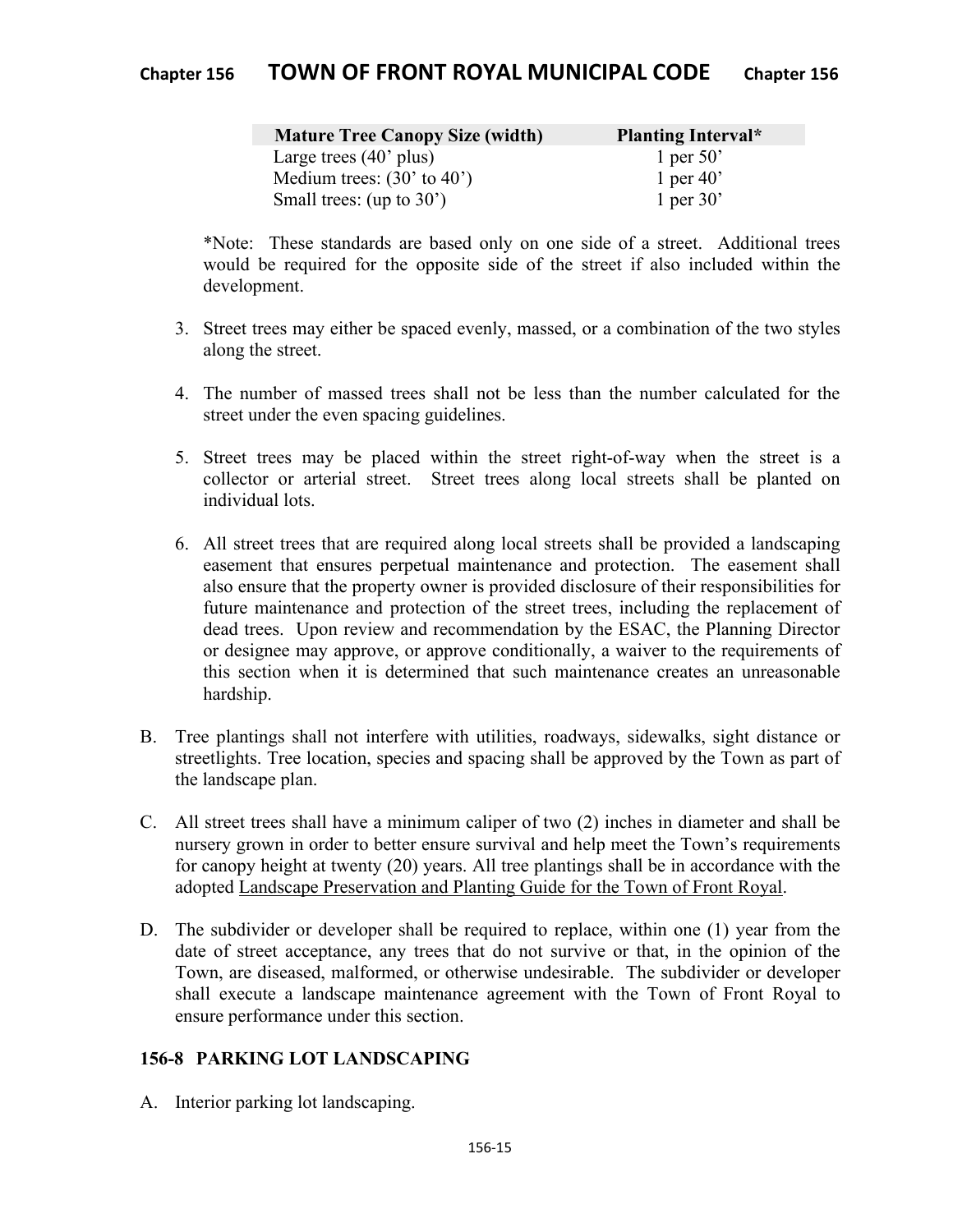| Mature Tree Canopy Size (width) | Planting Interval* |
| --- | --- |
| Large trees (40' plus) | 1 per 50' |
| Medium trees: (30' to 40') | 1 per 40' |
| Small trees: (up to 30') | 1 per 30' |

*Note: These standards are based only on one side of a street. Additional trees would be required for the opposite side of the street if also included within the development.

3. Street trees may either be spaced evenly, massed, or a combination of the two styles along the street.

4. The number of massed trees shall not be less than the number calculated for the street under the even spacing guidelines.

5. Street trees may be placed within the street right-of-way when the street is a collector or arterial street. Street trees along local streets shall be planted on individual lots.

6. All street trees that are required along local streets shall be provided a landscaping easement that ensures perpetual maintenance and protection. The easement shall also ensure that the property owner is provided disclosure of their responsibilities for future maintenance and protection of the street trees, including the replacement of dead trees. Upon review and recommendation by the ESAC, the Planning Director or designee may approve, or approve conditionally, a waiver to the requirements of this section when it is determined that such maintenance creates an unreasonable hardship.

B. Tree plantings shall not interfere with utilities, roadways, sidewalks, sight distance or streetlights. Tree location, species and spacing shall be approved by the Town as part of the landscape plan.

C. All street trees shall have a minimum caliper of two (2) inches in diameter and shall be nursery grown in order to better ensure survival and help meet the Town's requirements for canopy height at twenty (20) years. All tree plantings shall be in accordance with the adopted Landscape Preservation and Planting Guide for the Town of Front Royal.

D. The subdivider or developer shall be required to replace, within one (1) year from the date of street acceptance, any trees that do not survive or that, in the opinion of the Town, are diseased, malformed, or otherwise undesirable. The subdivider or developer shall execute a landscape maintenance agreement with the Town of Front Royal to ensure performance under this section.

## 156-8 PARKING LOT LANDSCAPING

A. Interior parking lot landscaping.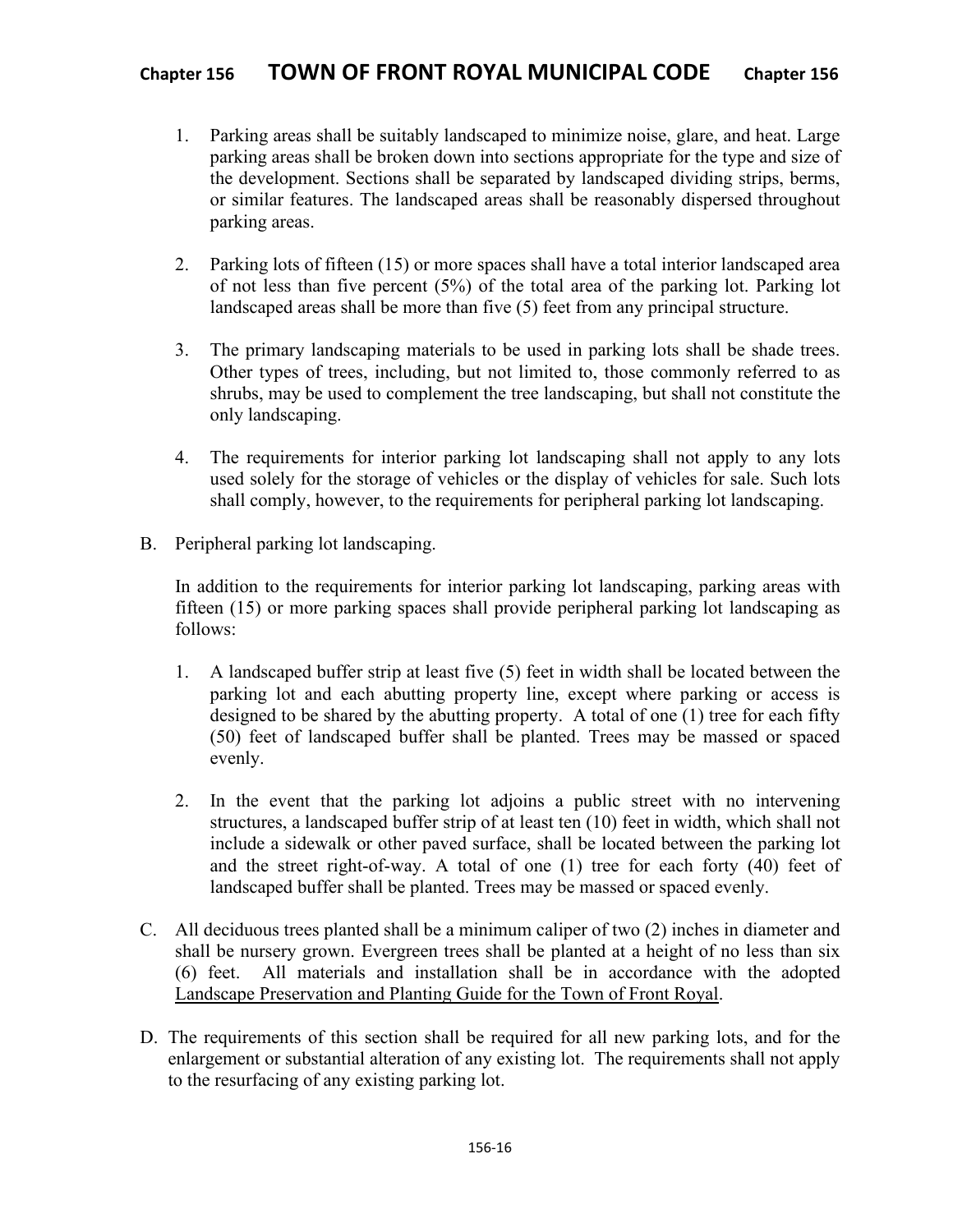1. Parking areas shall be suitably landscaped to minimize noise, glare, and heat. Large parking areas shall be broken down into sections appropriate for the type and size of the development. Sections shall be separated by landscaped dividing strips, berms, or similar features. The landscaped areas shall be reasonably dispersed throughout parking areas.

2. Parking lots of fifteen (15) or more spaces shall have a total interior landscaped area of not less than five percent (5%) of the total area of the parking lot. Parking lot landscaped areas shall be more than five (5) feet from any principal structure.

3. The primary landscaping materials to be used in parking lots shall be shade trees. Other types of trees, including, but not limited to, those commonly referred to as shrubs, may be used to complement the tree landscaping, but shall not constitute the only landscaping.

4. The requirements for interior parking lot landscaping shall not apply to any lots used solely for the storage of vehicles or the display of vehicles for sale. Such lots shall comply, however, to the requirements for peripheral parking lot landscaping.

B. Peripheral parking lot landscaping.

In addition to the requirements for interior parking lot landscaping, parking areas with fifteen (15) or more parking spaces shall provide peripheral parking lot landscaping as follows:

1. A landscaped buffer strip at least five (5) feet in width shall be located between the parking lot and each abutting property line, except where parking or access is designed to be shared by the abutting property. A total of one (1) tree for each fifty (50) feet of landscaped buffer shall be planted. Trees may be massed or spaced evenly.

2. In the event that the parking lot adjoins a public street with no intervening structures, a landscaped buffer strip of at least ten (10) feet in width, which shall not include a sidewalk or other paved surface, shall be located between the parking lot and the street right-of-way. A total of one (1) tree for each forty (40) feet of landscaped buffer shall be planted. Trees may be massed or spaced evenly.

C. All deciduous trees planted shall be a minimum caliper of two (2) inches in diameter and shall be nursery grown. Evergreen trees shall be planted at a height of no less than six (6) feet. All materials and installation shall be in accordance with the adopted Landscape Preservation and Planting Guide for the Town of Front Royal.

D. The requirements of this section shall be required for all new parking lots, and for the enlargement or substantial alteration of any existing lot. The requirements shall not apply to the resurfacing of any existing parking lot.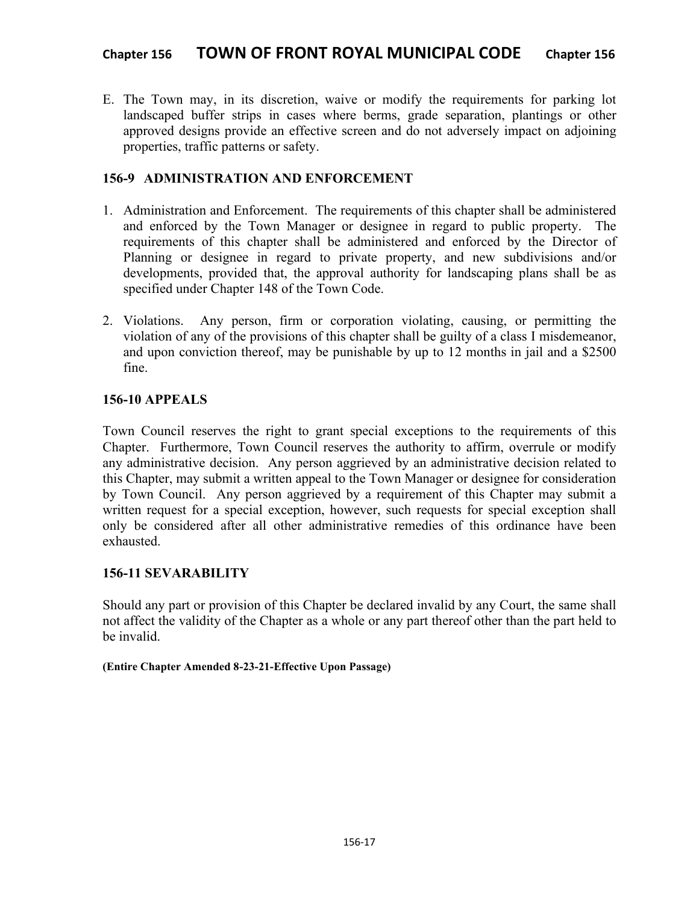E. The Town may, in its discretion, waive or modify the requirements for parking lot landscaped buffer strips in cases where berms, grade separation, plantings or other approved designs provide an effective screen and do not adversely impact on adjoining properties, traffic patterns or safety.

### 156-9 ADMINISTRATION AND ENFORCEMENT

1. Administration and Enforcement. The requirements of this chapter shall be administered and enforced by the Town Manager or designee in regard to public property. The requirements of this chapter shall be administered and enforced by the Director of Planning or designee in regard to private property, and new subdivisions and/or developments, provided that, the approval authority for landscaping plans shall be as specified under Chapter 148 of the Town Code.

2. Violations. Any person, firm or corporation violating, causing, or permitting the violation of any of the provisions of this chapter shall be guilty of a class I misdemeanor, and upon conviction thereof, may be punishable by up to 12 months in jail and a $2500 fine.

### 156-10 APPEALS

Town Council reserves the right to grant special exceptions to the requirements of this Chapter. Furthermore, Town Council reserves the authority to affirm, overrule or modify any administrative decision. Any person aggrieved by an administrative decision related to this Chapter, may submit a written appeal to the Town Manager or designee for consideration by Town Council. Any person aggrieved by a requirement of this Chapter may submit a written request for a special exception, however, such requests for special exception shall only be considered after all other administrative remedies of this ordinance have been exhausted.

### 156-11 SEVARABILITY

Should any part or provision of this Chapter be declared invalid by any Court, the same shall not affect the validity of the Chapter as a whole or any part thereof other than the part held to be invalid.

**(Entire Chapter Amended 8-23-21-Effective Upon Passage)**